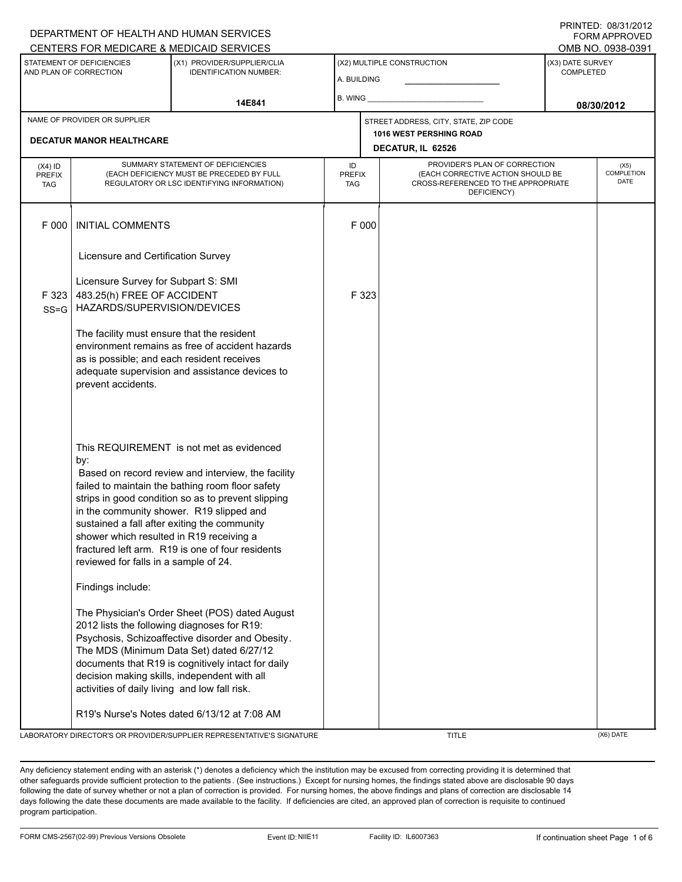PRINTED: 08/31/2012
FORM APPROVED
OMB NO. 0938-0391

DEPARTMENT OF HEALTH AND HUMAN SERVICES
CENTERS FOR MEDICARE & MEDICAID SERVICES

| STATEMENT OF DEFICIENCIES AND PLAN OF CORRECTION | (X1) PROVIDER/SUPPLIER/CLIA IDENTIFICATION NUMBER: | (X2) MULTIPLE CONSTRUCTION | (X3) DATE SURVEY COMPLETED |
|---|---|---|---|
| | 14E841 | A. BUILDING ___ B. WING ___ | 08/30/2012 |

| NAME OF PROVIDER OR SUPPLIER | STREET ADDRESS, CITY, STATE, ZIP CODE |
|---|---|
| DECATUR MANOR HEALTHCARE | 1016 WEST PERSHING ROAD DECATUR, IL 62526 |

| (X4) ID PREFIX TAG | SUMMARY STATEMENT OF DEFICIENCIES (EACH DEFICIENCY MUST BE PRECEDED BY FULL REGULATORY OR LSC IDENTIFYING INFORMATION) | ID PREFIX TAG | PROVIDER'S PLAN OF CORRECTION (EACH CORRECTIVE ACTION SHOULD BE CROSS-REFERENCED TO THE APPROPRIATE DEFICIENCY) | (X5) COMPLETION DATE |
|---|---|---|---|---|
| F 000 | INITIAL COMMENTS<br><br>Licensure and Certification Survey<br><br>Licensure Survey for Subpart S: SMI | F 000 | | |
| F 323 SS=G | 483.25(h) FREE OF ACCIDENT HAZARDS/SUPERVISION/DEVICES<br><br>The facility must ensure that the resident environment remains as free of accident hazards as is possible; and each resident receives adequate supervision and assistance devices to prevent accidents.<br><br>This REQUIREMENT is not met as evidenced by:<br>Based on record review and interview, the facility failed to maintain the bathing room floor safety strips in good condition so as to prevent slipping in the community shower. R19 slipped and sustained a fall after exiting the community shower which resulted in R19 receiving a fractured left arm. R19 is one of four residents reviewed for falls in a sample of 24.<br><br>Findings include:<br><br>The Physician's Order Sheet (POS) dated August 2012 lists the following diagnoses for R19: Psychosis, Schizoaffective disorder and Obesity. The MDS (Minimum Data Set) dated 6/27/12 documents that R19 is cognitively intact for daily decision making skills, independent with all activities of daily living and low fall risk.<br><br>R19's Nurse's Notes dated 6/13/12 at 7:08 AM | F 323 | | |

LABORATORY DIRECTOR'S OR PROVIDER/SUPPLIER REPRESENTATIVE'S SIGNATURE | TITLE | (X6) DATE

Any deficiency statement ending with an asterisk (*) denotes a deficiency which the institution may be excused from correcting providing it is determined that other safeguards provide sufficient protection to the patients. (See instructions.) Except for nursing homes, the findings stated above are disclosable 90 days following the date of survey whether or not a plan of correction is provided. For nursing homes, the above findings and plans of correction are disclosable 14 days following the date these documents are made available to the facility. If deficiencies are cited, an approved plan of correction is requisite to continued program participation.

FORM CMS-2567(02-99) Previous Versions Obsolete | Event ID: NIIE11 | Facility ID: IL6007363 | If continuation sheet Page 1 of 6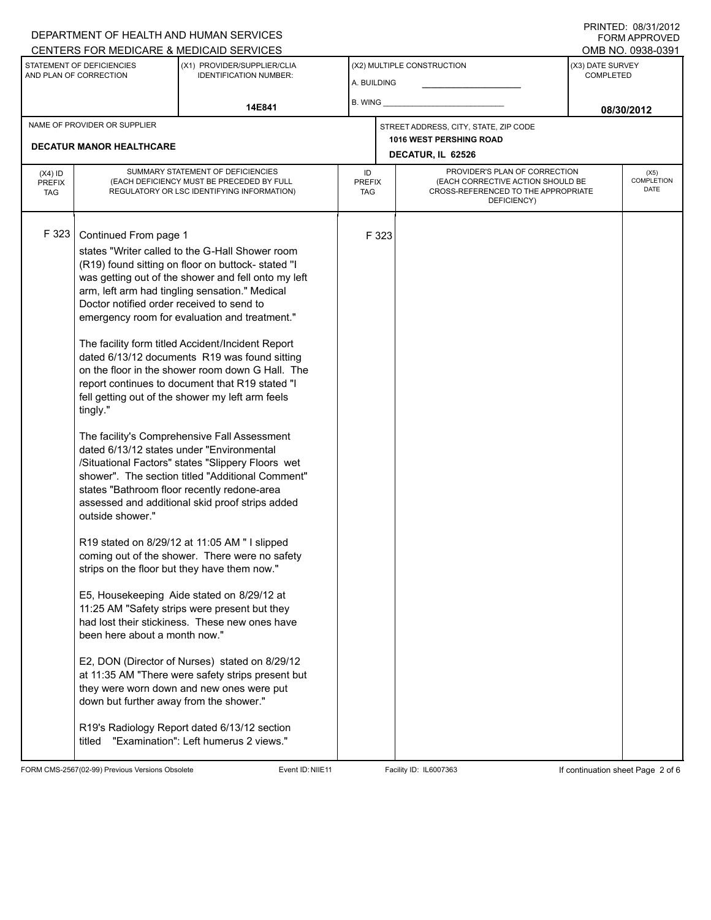DEPARTMENT OF HEALTH AND HUMAN SERVICES
CENTERS FOR MEDICARE & MEDICAID SERVICES

PRINTED: 08/31/2012
FORM APPROVED
OMB NO. 0938-0391

| STATEMENT OF DEFICIENCIES AND PLAN OF CORRECTION | (X1) PROVIDER/SUPPLIER/CLIA IDENTIFICATION NUMBER: | (X2) MULTIPLE CONSTRUCTION | (X3) DATE SURVEY COMPLETED |
|---|---|---|---|
| | 14E841 | A. BUILDING ___ B. WING ___ | 08/30/2012 |

| NAME OF PROVIDER OR SUPPLIER | STREET ADDRESS, CITY, STATE, ZIP CODE |
|---|---|
| DECATUR MANOR HEALTHCARE | 1016 WEST PERSHING ROAD DECATUR, IL 62526 |

| (X4) ID PREFIX TAG | SUMMARY STATEMENT OF DEFICIENCIES (EACH DEFICIENCY MUST BE PRECEDED BY FULL REGULATORY OR LSC IDENTIFYING INFORMATION) | ID PREFIX TAG | PROVIDER'S PLAN OF CORRECTION (EACH CORRECTIVE ACTION SHOULD BE CROSS-REFERENCED TO THE APPROPRIATE DEFICIENCY) | (X5) COMPLETION DATE |
|---|---|---|---|---|
| F 323 | Continued From page 1 | F 323 | | |

states "Writer called to the G-Hall Shower room (R19) found sitting on floor on buttock- stated "I was getting out of the shower and fell onto my left arm, left arm had tingling sensation." Medical Doctor notified order received to send to emergency room for evaluation and treatment."

The facility form titled Accident/Incident Report dated 6/13/12 documents R19 was found sitting on the floor in the shower room down G Hall. The report continues to document that R19 stated "I fell getting out of the shower my left arm feels tingly."

The facility's Comprehensive Fall Assessment dated 6/13/12 states under "Environmental /Situational Factors" states "Slippery Floors wet shower". The section titled "Additional Comment" states "Bathroom floor recently redone-area assessed and additional skid proof strips added outside shower."

R19 stated on 8/29/12 at 11:05 AM " I slipped coming out of the shower. There were no safety strips on the floor but they have them now."

E5, Housekeeping Aide stated on 8/29/12 at 11:25 AM "Safety strips were present but they had lost their stickiness. These new ones have been here about a month now."

E2, DON (Director of Nurses) stated on 8/29/12 at 11:35 AM "There were safety strips present but they were worn down and new ones were put down but further away from the shower."

R19's Radiology Report dated 6/13/12 section titled "Examination": Left humerus 2 views."

FORM CMS-2567(02-99) Previous Versions Obsolete Event ID: NIIE11 Facility ID: IL6007363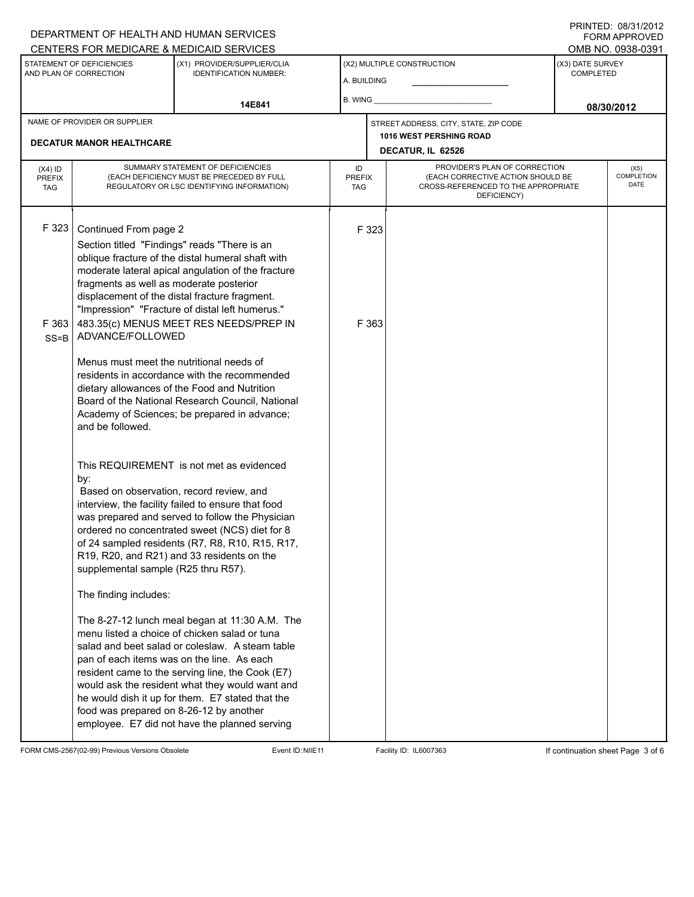DEPARTMENT OF HEALTH AND HUMAN SERVICES
CENTERS FOR MEDICARE & MEDICAID SERVICES

PRINTED: 08/31/2012
FORM APPROVED
OMB NO. 0938-0391

| STATEMENT OF DEFICIENCIES AND PLAN OF CORRECTION | (X1) PROVIDER/SUPPLIER/CLIA IDENTIFICATION NUMBER: | (X2) MULTIPLE CONSTRUCTION | (X3) DATE SURVEY COMPLETED |
|---|---|---|---|
| | 14E841 | A. BUILDING ______ B. WING ______ | 08/30/2012 |

| NAME OF PROVIDER OR SUPPLIER | STREET ADDRESS, CITY, STATE, ZIP CODE |
|---|---|
| DECATUR MANOR HEALTHCARE | 1016 WEST PERSHING ROAD DECATUR, IL 62526 |

| (X4) ID PREFIX TAG | SUMMARY STATEMENT OF DEFICIENCIES (EACH DEFICIENCY MUST BE PRECEDED BY FULL REGULATORY OR LSC IDENTIFYING INFORMATION) | ID PREFIX TAG | PROVIDER'S PLAN OF CORRECTION (EACH CORRECTIVE ACTION SHOULD BE CROSS-REFERENCED TO THE APPROPRIATE DEFICIENCY) | (X5) COMPLETION DATE |
|---|---|---|---|---|
| F 323 | Continued From page 2<br>Section titled "Findings" reads "There is an oblique fracture of the distal humeral shaft with moderate lateral apical angulation of the fracture fragments as well as moderate posterior displacement of the distal fracture fragment. "Impression" "Fracture of distal left humerus." | F 323 | | |
| F 363 SS=B | 483.35(c) MENUS MEET RES NEEDS/PREP IN ADVANCE/FOLLOWED<br><br>Menus must meet the nutritional needs of residents in accordance with the recommended dietary allowances of the Food and Nutrition Board of the National Research Council, National Academy of Sciences; be prepared in advance; and be followed.<br><br>This REQUIREMENT is not met as evidenced by:<br>Based on observation, record review, and interview, the facility failed to ensure that food was prepared and served to follow the Physician ordered no concentrated sweet (NCS) diet for 8 of 24 sampled residents (R7, R8, R10, R15, R17, R19, R20, and R21) and 33 residents on the supplemental sample (R25 thru R57).<br><br>The finding includes:<br><br>The 8-27-12 lunch meal began at 11:30 A.M. The menu listed a choice of chicken salad or tuna salad and beet salad or coleslaw. A steam table pan of each items was on the line. As each resident came to the serving line, the Cook (E7) would ask the resident what they would want and he would dish it up for them. E7 stated that the food was prepared on 8-26-12 by another employee. E7 did not have the planned serving | F 363 | | |

FORM CMS-2567(02-99) Previous Versions Obsolete Event ID: NIIE11 Facility ID: IL6007363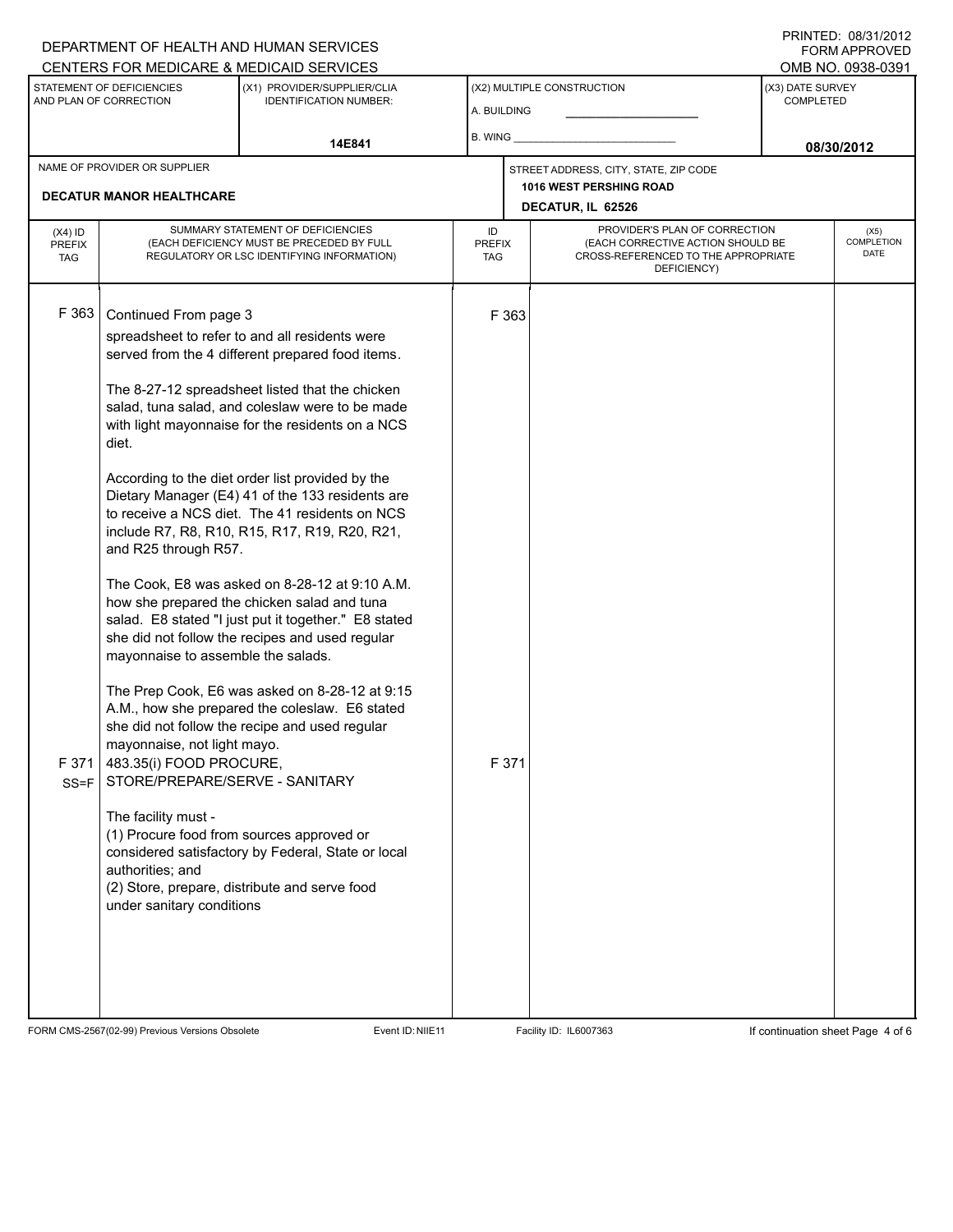DEPARTMENT OF HEALTH AND HUMAN SERVICES
CENTERS FOR MEDICARE & MEDICAID SERVICES

PRINTED: 08/31/2012
FORM APPROVED
OMB NO. 0938-0391

| STATEMENT OF DEFICIENCIES AND PLAN OF CORRECTION | (X1) PROVIDER/SUPPLIER/CLIA IDENTIFICATION NUMBER: | (X2) MULTIPLE CONSTRUCTION | (X3) DATE SURVEY COMPLETED |
|---|---|---|---|
| | 14E841 | A. BUILDING<br>B. WING | 08/30/2012 |

| NAME OF PROVIDER OR SUPPLIER | STREET ADDRESS, CITY, STATE, ZIP CODE |
|---|---|
| DECATUR MANOR HEALTHCARE | 1016 WEST PERSHING ROAD<br>DECATUR, IL 62526 |

| (X4) ID PREFIX TAG | SUMMARY STATEMENT OF DEFICIENCIES (EACH DEFICIENCY MUST BE PRECEDED BY FULL REGULATORY OR LSC IDENTIFYING INFORMATION) | ID PREFIX TAG | PROVIDER'S PLAN OF CORRECTION (EACH CORRECTIVE ACTION SHOULD BE CROSS-REFERENCED TO THE APPROPRIATE DEFICIENCY) | (X5) COMPLETION DATE |
|---|---|---|---|---|
| F 363 | Continued From page 3<br>spreadsheet to refer to and all residents were served from the 4 different prepared food items.<br><br>The 8-27-12 spreadsheet listed that the chicken salad, tuna salad, and coleslaw were to be made with light mayonnaise for the residents on a NCS diet.<br><br>According to the diet order list provided by the Dietary Manager (E4) 41 of the 133 residents are to receive a NCS diet. The 41 residents on NCS include R7, R8, R10, R15, R17, R19, R20, R21, and R25 through R57.<br><br>The Cook, E8 was asked on 8-28-12 at 9:10 A.M. how she prepared the chicken salad and tuna salad. E8 stated "I just put it together." E8 stated she did not follow the recipes and used regular mayonnaise to assemble the salads.<br><br>The Prep Cook, E6 was asked on 8-28-12 at 9:15 A.M., how she prepared the coleslaw. E6 stated she did not follow the recipe and used regular mayonnaise, not light mayo. | F 363 | | |
| F 371<br>SS=F | 483.35(i) FOOD PROCURE, STORE/PREPARE/SERVE - SANITARY<br><br>The facility must -<br>(1) Procure food from sources approved or considered satisfactory by Federal, State or local authorities; and<br>(2) Store, prepare, distribute and serve food under sanitary conditions | F 371 | | |

FORM CMS-2567(02-99) Previous Versions Obsolete | Event ID: NIIE11 | Facility ID: IL6007363 | If continuation sheet Page 4 of 6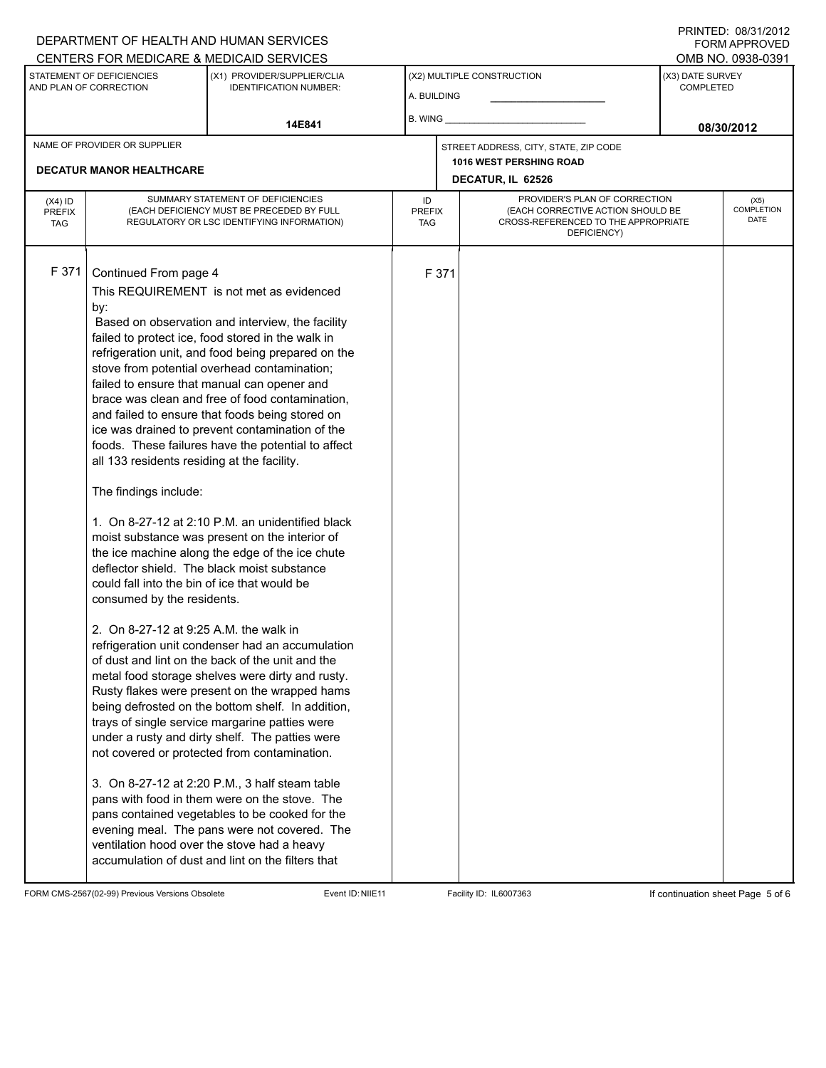DEPARTMENT OF HEALTH AND HUMAN SERVICES
CENTERS FOR MEDICARE & MEDICAID SERVICES

PRINTED: 08/31/2012
FORM APPROVED
OMB NO. 0938-0391

| STATEMENT OF DEFICIENCIES AND PLAN OF CORRECTION | (X1) PROVIDER/SUPPLIER/CLIA IDENTIFICATION NUMBER: | (X2) MULTIPLE CONSTRUCTION | (X3) DATE SURVEY COMPLETED |
|---|---|---|---|
| | 14E841 | A. BUILDING ___ B. WING ___ | 08/30/2012 |

| NAME OF PROVIDER OR SUPPLIER | STREET ADDRESS, CITY, STATE, ZIP CODE |
|---|---|
| DECATUR MANOR HEALTHCARE | 1016 WEST PERSHING ROAD DECATUR, IL 62526 |

| (X4) ID PREFIX TAG | SUMMARY STATEMENT OF DEFICIENCIES (EACH DEFICIENCY MUST BE PRECEDED BY FULL REGULATORY OR LSC IDENTIFYING INFORMATION) | ID PREFIX TAG | PROVIDER'S PLAN OF CORRECTION (EACH CORRECTIVE ACTION SHOULD BE CROSS-REFERENCED TO THE APPROPRIATE DEFICIENCY) | (X5) COMPLETION DATE |
|---|---|---|---|---|
| F 371 | Continued From page 4 | F 371 | | |

This REQUIREMENT is not met as evidenced by:

Based on observation and interview, the facility failed to protect ice, food stored in the walk in refrigeration unit, and food being prepared on the stove from potential overhead contamination; failed to ensure that manual can opener and brace was clean and free of food contamination, and failed to ensure that foods being stored on ice was drained to prevent contamination of the foods. These failures have the potential to affect all 133 residents residing at the facility.

The findings include:

1. On 8-27-12 at 2:10 P.M. an unidentified black moist substance was present on the interior of the ice machine along the edge of the ice chute deflector shield. The black moist substance could fall into the bin of ice that would be consumed by the residents.

2. On 8-27-12 at 9:25 A.M. the walk in refrigeration unit condenser had an accumulation of dust and lint on the back of the unit and the metal food storage shelves were dirty and rusty. Rusty flakes were present on the wrapped hams being defrosted on the bottom shelf. In addition, trays of single service margarine patties were under a rusty and dirty shelf. The patties were not covered or protected from contamination.

3. On 8-27-12 at 2:20 P.M., 3 half steam table pans with food in them were on the stove. The pans contained vegetables to be cooked for the evening meal. The pans were not covered. The ventilation hood over the stove had a heavy accumulation of dust and lint on the filters that

FORM CMS-2567(02-99) Previous Versions Obsolete Event ID: NIIE11 Facility ID: IL6007363 If continuation sheet Page 5 of 6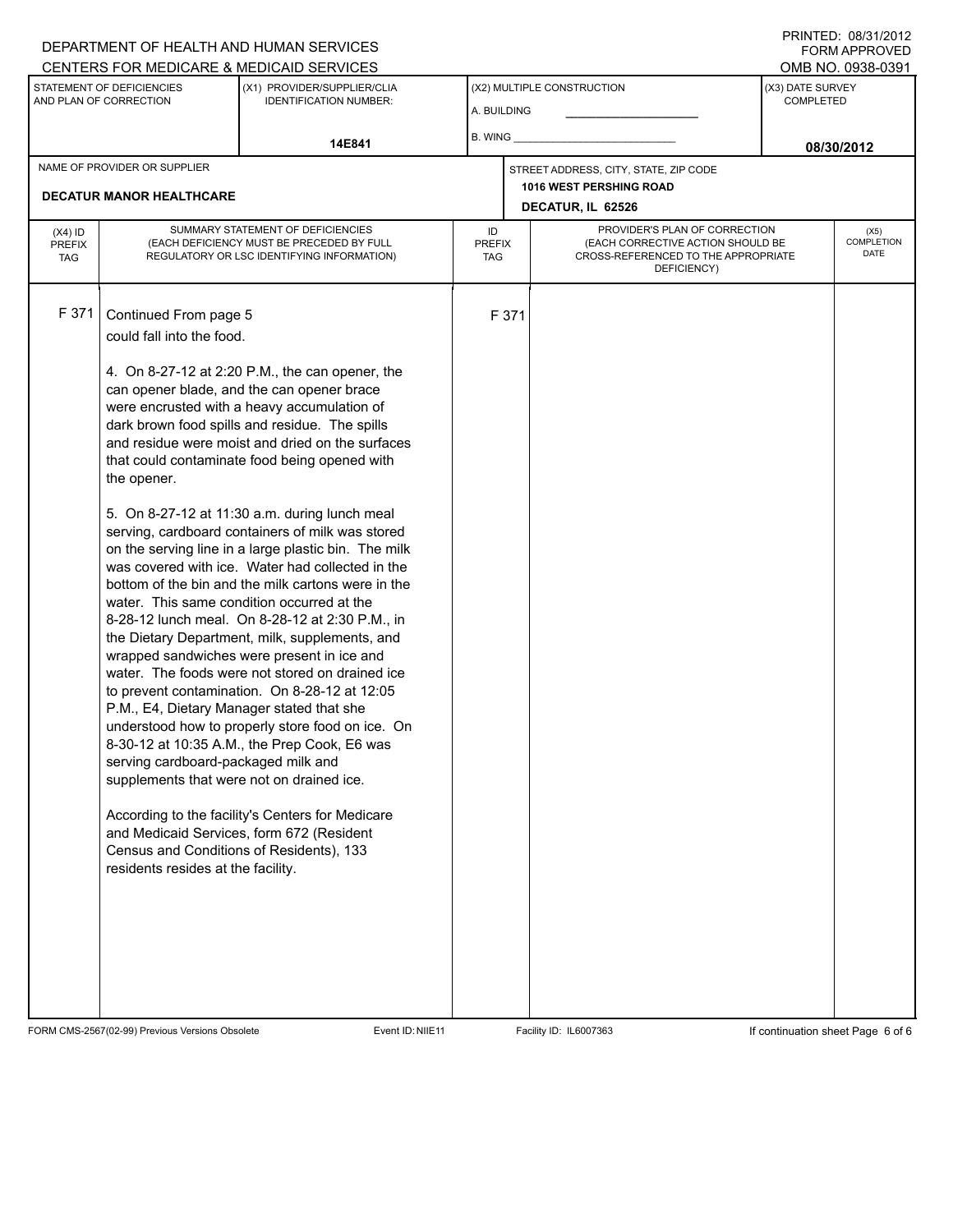DEPARTMENT OF HEALTH AND HUMAN SERVICES
CENTERS FOR MEDICARE & MEDICAID SERVICES

PRINTED: 08/31/2012
FORM APPROVED
OMB NO. 0938-0391

| STATEMENT OF DEFICIENCIES AND PLAN OF CORRECTION | (X1) PROVIDER/SUPPLIER/CLIA IDENTIFICATION NUMBER: | (X2) MULTIPLE CONSTRUCTION | (X3) DATE SURVEY COMPLETED |
|---|---|---|---|
| | 14E841 | A. BUILDING<br>B. WING | 08/30/2012 |

| NAME OF PROVIDER OR SUPPLIER | STREET ADDRESS, CITY, STATE, ZIP CODE |
|---|---|
| DECATUR MANOR HEALTHCARE | 1016 WEST PERSHING ROAD<br>DECATUR, IL 62526 |

| (X4) ID PREFIX TAG | SUMMARY STATEMENT OF DEFICIENCIES (EACH DEFICIENCY MUST BE PRECEDED BY FULL REGULATORY OR LSC IDENTIFYING INFORMATION) | ID PREFIX TAG | PROVIDER'S PLAN OF CORRECTION (EACH CORRECTIVE ACTION SHOULD BE CROSS-REFERENCED TO THE APPROPRIATE DEFICIENCY) | (X5) COMPLETION DATE |
|---|---|---|---|---|
| F 371 | Continued From page 5<br>could fall into the food.<br><br>4. On 8-27-12 at 2:20 P.M., the can opener, the can opener blade, and the can opener brace were encrusted with a heavy accumulation of dark brown food spills and residue. The spills and residue were moist and dried on the surfaces that could contaminate food being opened with the opener.<br><br>5. On 8-27-12 at 11:30 a.m. during lunch meal serving, cardboard containers of milk was stored on the serving line in a large plastic bin. The milk was covered with ice. Water had collected in the bottom of the bin and the milk cartons were in the water. This same condition occurred at the 8-28-12 lunch meal. On 8-28-12 at 2:30 P.M., in the Dietary Department, milk, supplements, and wrapped sandwiches were present in ice and water. The foods were not stored on drained ice to prevent contamination. On 8-28-12 at 12:05 P.M., E4, Dietary Manager stated that she understood how to properly store food on ice. On 8-30-12 at 10:35 A.M., the Prep Cook, E6 was serving cardboard-packaged milk and supplements that were not on drained ice.<br><br>According to the facility's Centers for Medicare and Medicaid Services, form 672 (Resident Census and Conditions of Residents), 133 residents resides at the facility. | F 371 | | |

FORM CMS-2567(02-99) Previous Versions Obsolete | Event ID: NIIE11 | Facility ID: IL6007363 | If continuation sheet Page 6 of 6